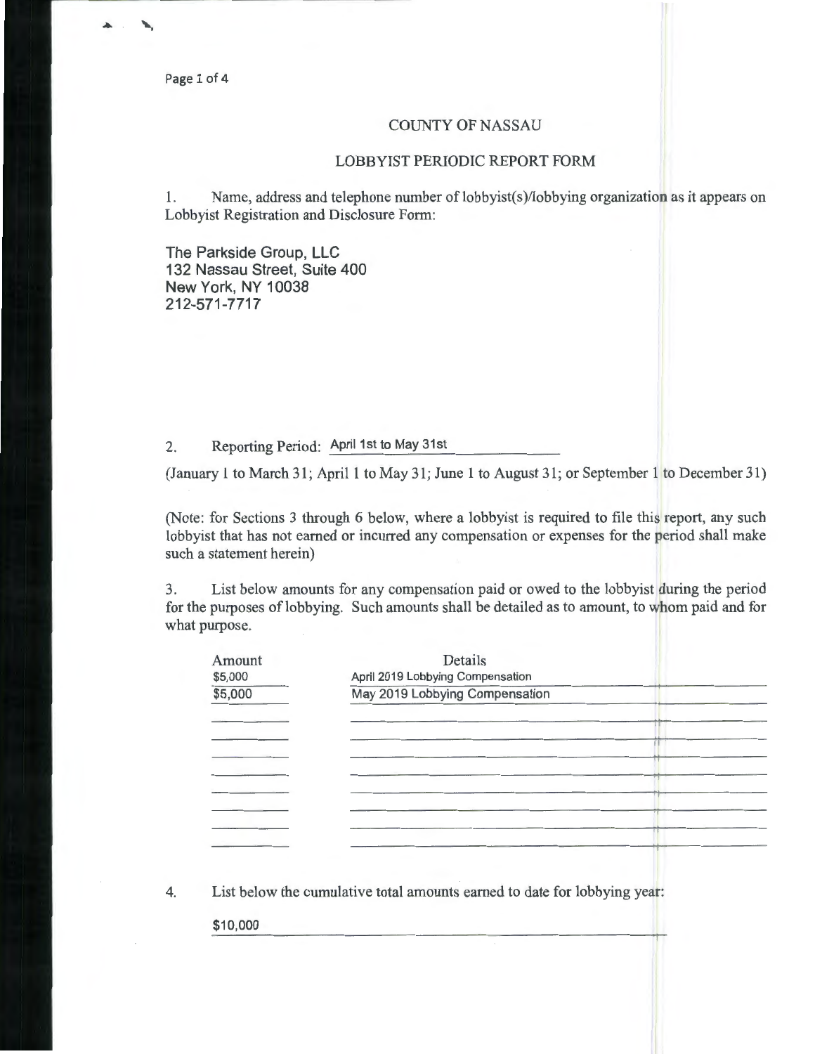# COUNTY OF NASSAU

## LOBBYIST PERIODIC REPORT FORM

1. Name, address and telephone number of lobbyist(s)/lobbying organization as it appears on Lobbyist Registration and Disclosure Form:

The Parkside Group, LLC
132 Nassau Street, Suite 400
New York, NY 10038
212-571-7717

2. Reporting Period: April 1st to May 31st

(January 1 to March 31; April 1 to May 31; June 1 to August 31; or September 1 to December 31)

(Note: for Sections 3 through 6 below, where a lobbyist is required to file this report, any such lobbyist that has not earned or incurred any compensation or expenses for the period shall make such a statement herein)

3. List below amounts for any compensation paid or owed to the lobbyist during the period for the purposes of lobbying. Such amounts shall be detailed as to amount, to whom paid and for what purpose.

| Amount | Details |
|---|---|
| \$5,000 | April 2019 Lobbying Compensation |
| \$5,000 | May 2019 Lobbying Compensation |

4. List below the cumulative total amounts earned to date for lobbying year:

\$10,000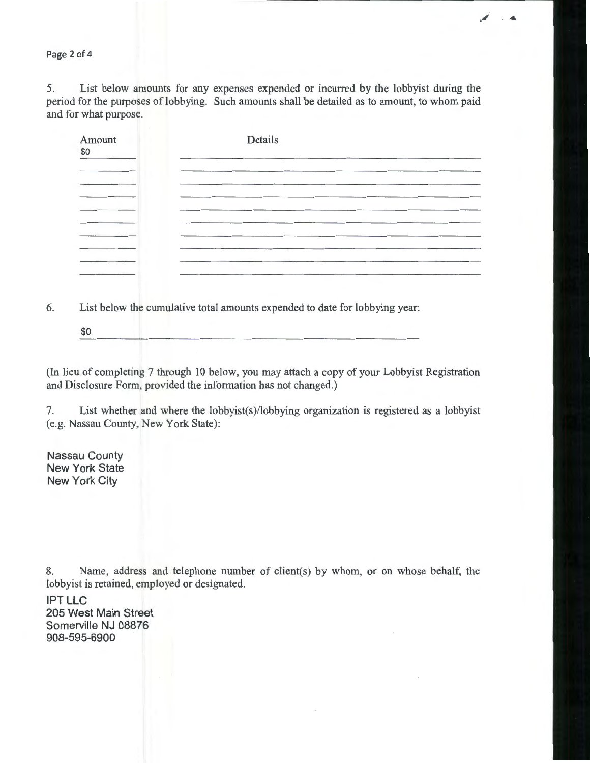5. List below amounts for any expenses expended or incurred by the lobbyist during the period for the purposes of lobbying. Such amounts shall be detailed as to amount, to whom paid and for what purpose.

| Amount | Details |
| --- | --- |
| $0 | |

6. List below the cumulative total amounts expended to date for lobbying year:

$0

(In lieu of completing 7 through 10 below, you may attach a copy of your Lobbyist Registration and Disclosure Form, provided the information has not changed.)

7. List whether and where the lobbyist(s)/lobbying organization is registered as a lobbyist (e.g. Nassau County, New York State):

Nassau County
New York State
New York City

8. Name, address and telephone number of client(s) by whom, or on whose behalf, the lobbyist is retained, employed or designated.

IPT LLC
205 West Main Street
Somerville NJ 08876
908-595-6900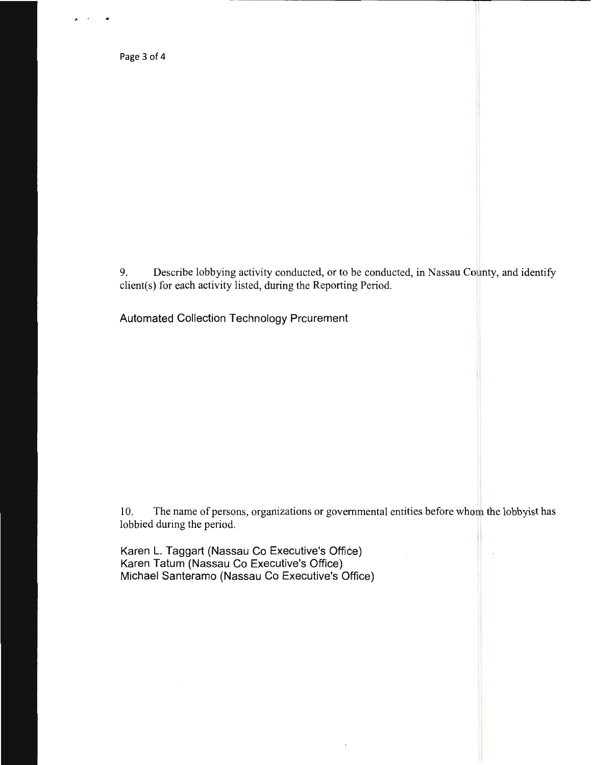9. Describe lobbying activity conducted, or to be conducted, in Nassau County, and identify client(s) for each activity listed, during the Reporting Period.

Automated Collection Technology Prcurement

10. The name of persons, organizations or governmental entities before whom the lobbyist has lobbied during the period.

Karen L. Taggart (Nassau Co Executive's Office)
Karen Tatum (Nassau Co Executive's Office)
Michael Santeramo (Nassau Co Executive's Office)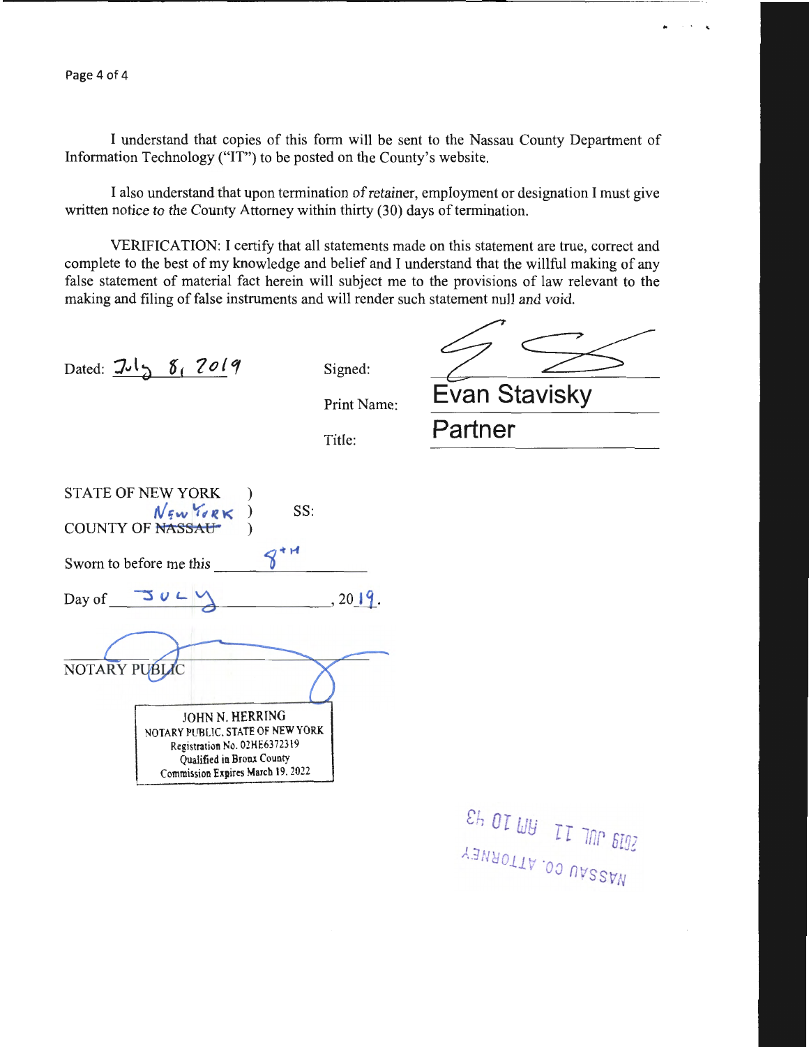I understand that copies of this form will be sent to the Nassau County Department of Information Technology ("IT") to be posted on the County's website.

I also understand that upon termination of retainer, employment or designation I must give written notice to the County Attorney within thirty (30) days of termination.

VERIFICATION: I certify that all statements made on this statement are true, correct and complete to the best of my knowledge and belief and I understand that the willful making of any false statement of material fact herein will subject me to the provisions of law relevant to the making and filing of false instruments and will render such statement null and void.

Dated: July 8, 2019

Signed: [signature]

Print Name: Evan Stavisky

Title: Partner

STATE OF NEW YORK )
COUNTY OF ~~NASSAU~~ NEW YORK ) SS:

Sworn to before me this 8th

Day of JULY, 2019.

[signature]
NOTARY PUBLIC

JOHN N. HERRING
NOTARY PUBLIC, STATE OF NEW YORK
Registration No. 02HE6372319
Qualified in Bronx County
Commission Expires March 19, 2022

2019 JUL 11 AM 10 43
NASSAU CO. ATTORNEY